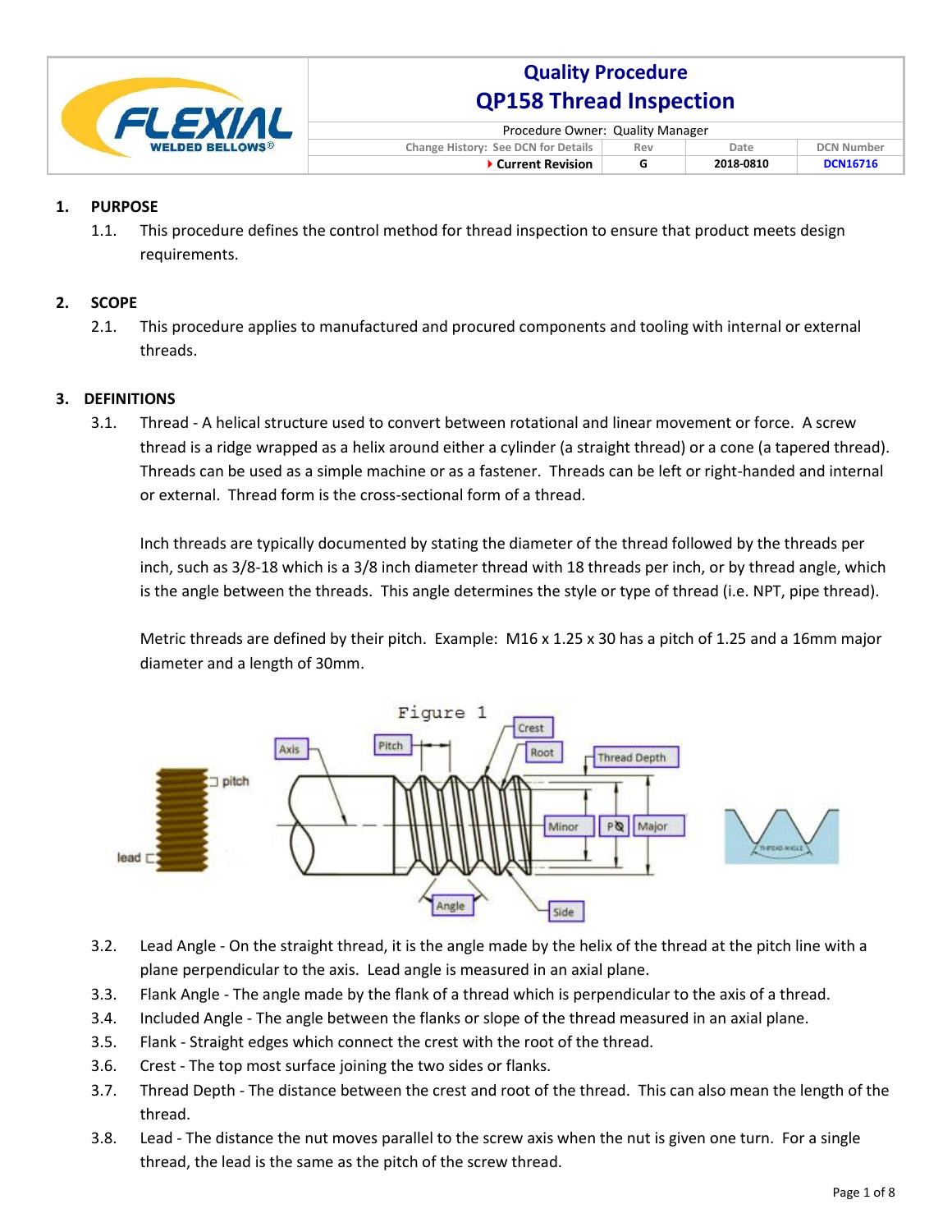# Quality Procedure
# QP158 Thread Inspection

| Procedure Owner: Quality Manager | | | |
|---|---|---|---|
| Change History: See DCN for Details | Rev | Date | DCN Number |
| Current Revision | G | 2018-0810 | DCN16716 |

## 1. PURPOSE

1.1. This procedure defines the control method for thread inspection to ensure that product meets design requirements.

## 2. SCOPE

2.1. This procedure applies to manufactured and procured components and tooling with internal or external threads.

## 3. DEFINITIONS

3.1. Thread - A helical structure used to convert between rotational and linear movement or force. A screw thread is a ridge wrapped as a helix around either a cylinder (a straight thread) or a cone (a tapered thread). Threads can be used as a simple machine or as a fastener. Threads can be left or right-handed and internal or external. Thread form is the cross-sectional form of a thread.

Inch threads are typically documented by stating the diameter of the thread followed by the threads per inch, such as 3/8-18 which is a 3/8 inch diameter thread with 18 threads per inch, or by thread angle, which is the angle between the threads. This angle determines the style or type of thread (i.e. NPT, pipe thread).

Metric threads are defined by their pitch. Example: M16 x 1.25 x 30 has a pitch of 1.25 and a 16mm major diameter and a length of 30mm.

Figure 1

3.2. Lead Angle - On the straight thread, it is the angle made by the helix of the thread at the pitch line with a plane perpendicular to the axis. Lead angle is measured in an axial plane.

3.3. Flank Angle - The angle made by the flank of a thread which is perpendicular to the axis of a thread.

3.4. Included Angle - The angle between the flanks or slope of the thread measured in an axial plane.

3.5. Flank - Straight edges which connect the crest with the root of the thread.

3.6. Crest - The top most surface joining the two sides or flanks.

3.7. Thread Depth - The distance between the crest and root of the thread. This can also mean the length of the thread.

3.8. Lead - The distance the nut moves parallel to the screw axis when the nut is given one turn. For a single thread, the lead is the same as the pitch of the screw thread.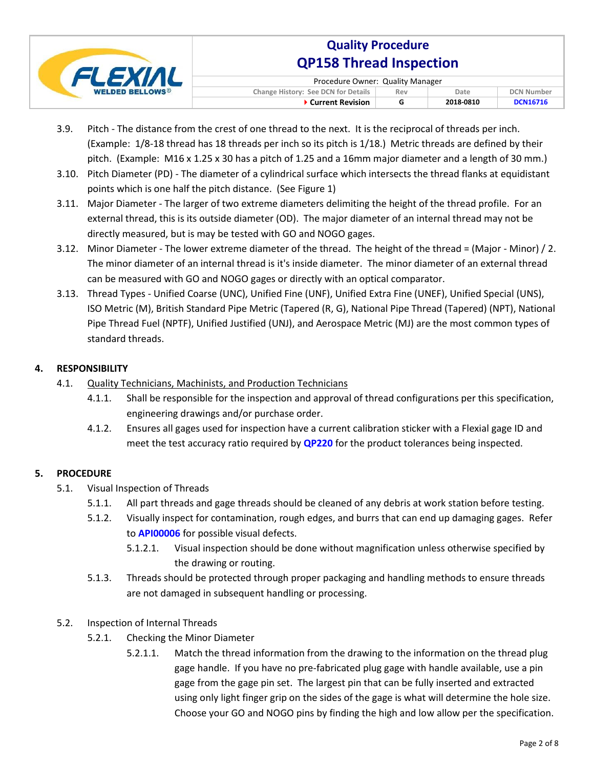3.9. Pitch - The distance from the crest of one thread to the next. It is the reciprocal of threads per inch. (Example: 1/8-18 thread has 18 threads per inch so its pitch is 1/18.) Metric threads are defined by their pitch. (Example: M16 x 1.25 x 30 has a pitch of 1.25 and a 16mm major diameter and a length of 30 mm.)

3.10. Pitch Diameter (PD) - The diameter of a cylindrical surface which intersects the thread flanks at equidistant points which is one half the pitch distance. (See Figure 1)

3.11. Major Diameter - The larger of two extreme diameters delimiting the height of the thread profile. For an external thread, this is its outside diameter (OD). The major diameter of an internal thread may not be directly measured, but is may be tested with GO and NOGO gages.

3.12. Minor Diameter - The lower extreme diameter of the thread. The height of the thread = (Major - Minor) / 2. The minor diameter of an internal thread is it's inside diameter. The minor diameter of an external thread can be measured with GO and NOGO gages or directly with an optical comparator.

3.13. Thread Types - Unified Coarse (UNC), Unified Fine (UNF), Unified Extra Fine (UNEF), Unified Special (UNS), ISO Metric (M), British Standard Pipe Metric (Tapered (R, G), National Pipe Thread (Tapered) (NPT), National Pipe Thread Fuel (NPTF), Unified Justified (UNJ), and Aerospace Metric (MJ) are the most common types of standard threads.

## 4. RESPONSIBILITY

4.1. Quality Technicians, Machinists, and Production Technicians

4.1.1. Shall be responsible for the inspection and approval of thread configurations per this specification, engineering drawings and/or purchase order.

4.1.2. Ensures all gages used for inspection have a current calibration sticker with a Flexial gage ID and meet the test accuracy ratio required by **QP220** for the product tolerances being inspected.

## 5. PROCEDURE

5.1. Visual Inspection of Threads

5.1.1. All part threads and gage threads should be cleaned of any debris at work station before testing.

5.1.2. Visually inspect for contamination, rough edges, and burrs that can end up damaging gages. Refer to **API00006** for possible visual defects.

5.1.2.1. Visual inspection should be done without magnification unless otherwise specified by the drawing or routing.

5.1.3. Threads should be protected through proper packaging and handling methods to ensure threads are not damaged in subsequent handling or processing.

5.2. Inspection of Internal Threads

5.2.1. Checking the Minor Diameter

5.2.1.1. Match the thread information from the drawing to the information on the thread plug gage handle. If you have no pre-fabricated plug gage with handle available, use a pin gage from the gage pin set. The largest pin that can be fully inserted and extracted using only light finger grip on the sides of the gage is what will determine the hole size. Choose your GO and NOGO pins by finding the high and low allow per the specification.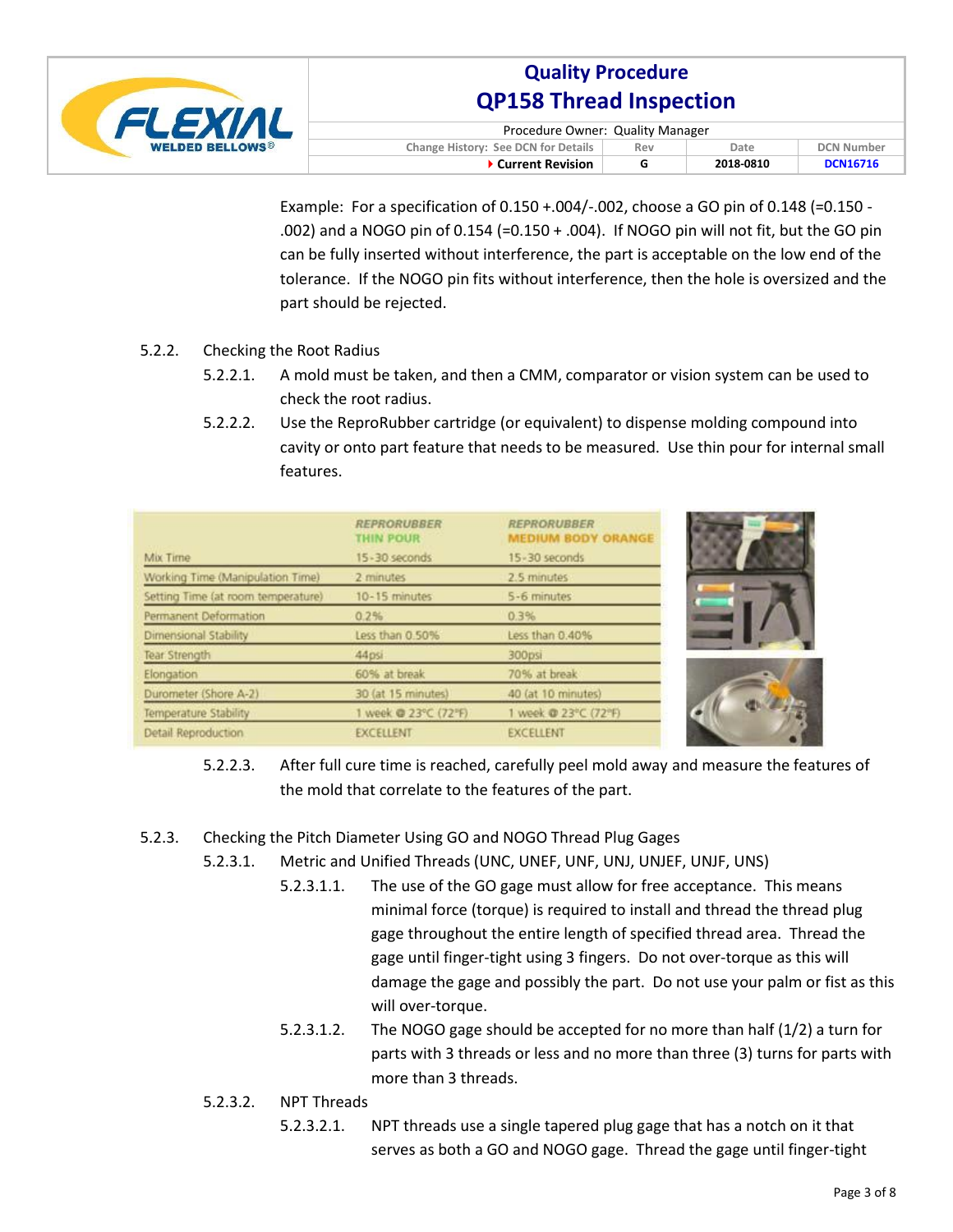Example: For a specification of 0.150 +.004/-.002, choose a GO pin of 0.148 (=0.150 - .002) and a NOGO pin of 0.154 (=0.150 + .004). If NOGO pin will not fit, but the GO pin can be fully inserted without interference, the part is acceptable on the low end of the tolerance. If the NOGO pin fits without interference, then the hole is oversized and the part should be rejected.

5.2.2. Checking the Root Radius

- 5.2.2.1. A mold must be taken, and then a CMM, comparator or vision system can be used to check the root radius.
- 5.2.2.2. Use the ReproRubber cartridge (or equivalent) to dispense molding compound into cavity or onto part feature that needs to be measured. Use thin pour for internal small features.

| | REPRORUBBER THIN POUR | REPRORUBBER MEDIUM BODY ORANGE |
|---|---|---|
| Mix Time | 15-30 seconds | 15-30 seconds |
| Working Time (Manipulation Time) | 2 minutes | 2.5 minutes |
| Setting Time (at room temperature) | 10-15 minutes | 5-6 minutes |
| Permanent Deformation | 0.2% | 0.3% |
| Dimensional Stability | Less than 0.50% | Less than 0.40% |
| Tear Strength | 44psi | 300psi |
| Elongation | 60% at break | 70% at break |
| Durometer (Shore A-2) | 30 (at 15 minutes) | 40 (at 10 minutes) |
| Temperature Stability | 1 week @ 23°C (72°F) | 1 week @ 23°C (72°F) |
| Detail Reproduction | EXCELLENT | EXCELLENT |

- 5.2.2.3. After full cure time is reached, carefully peel mold away and measure the features of the mold that correlate to the features of the part.

5.2.3. Checking the Pitch Diameter Using GO and NOGO Thread Plug Gages

- 5.2.3.1. Metric and Unified Threads (UNC, UNEF, UNF, UNJ, UNJEF, UNJF, UNS)
  - 5.2.3.1.1. The use of the GO gage must allow for free acceptance. This means minimal force (torque) is required to install and thread the thread plug gage throughout the entire length of specified thread area. Thread the gage until finger-tight using 3 fingers. Do not over-torque as this will damage the gage and possibly the part. Do not use your palm or fist as this will over-torque.
  - 5.2.3.1.2. The NOGO gage should be accepted for no more than half (1/2) a turn for parts with 3 threads or less and no more than three (3) turns for parts with more than 3 threads.
- 5.2.3.2. NPT Threads
  - 5.2.3.2.1. NPT threads use a single tapered plug gage that has a notch on it that serves as both a GO and NOGO gage. Thread the gage until finger-tight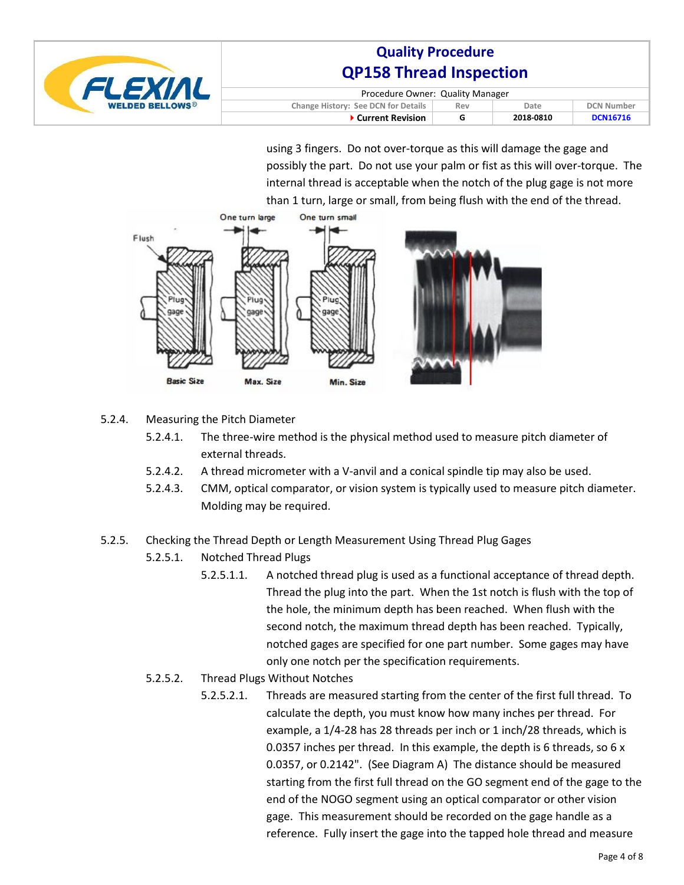using 3 fingers. Do not over-torque as this will damage the gage and possibly the part. Do not use your palm or fist as this will over-torque. The internal thread is acceptable when the notch of the plug gage is not more than 1 turn, large or small, from being flush with the end of the thread.

5.2.4. Measuring the Pitch Diameter

- 5.2.4.1. The three-wire method is the physical method used to measure pitch diameter of external threads.
- 5.2.4.2. A thread micrometer with a V-anvil and a conical spindle tip may also be used.
- 5.2.4.3. CMM, optical comparator, or vision system is typically used to measure pitch diameter. Molding may be required.

5.2.5. Checking the Thread Depth or Length Measurement Using Thread Plug Gages

- 5.2.5.1. Notched Thread Plugs
  - 5.2.5.1.1. A notched thread plug is used as a functional acceptance of thread depth. Thread the plug into the part. When the 1st notch is flush with the top of the hole, the minimum depth has been reached. When flush with the second notch, the maximum thread depth has been reached. Typically, notched gages are specified for one part number. Some gages may have only one notch per the specification requirements.
- 5.2.5.2. Thread Plugs Without Notches
  - 5.2.5.2.1. Threads are measured starting from the center of the first full thread. To calculate the depth, you must know how many inches per thread. For example, a 1/4-28 has 28 threads per inch or 1 inch/28 threads, which is 0.0357 inches per thread. In this example, the depth is 6 threads, so 6 x 0.0357, or 0.2142". (See Diagram A) The distance should be measured starting from the first full thread on the GO segment end of the gage to the end of the NOGO segment using an optical comparator or other vision gage. This measurement should be recorded on the gage handle as a reference. Fully insert the gage into the tapped hole thread and measure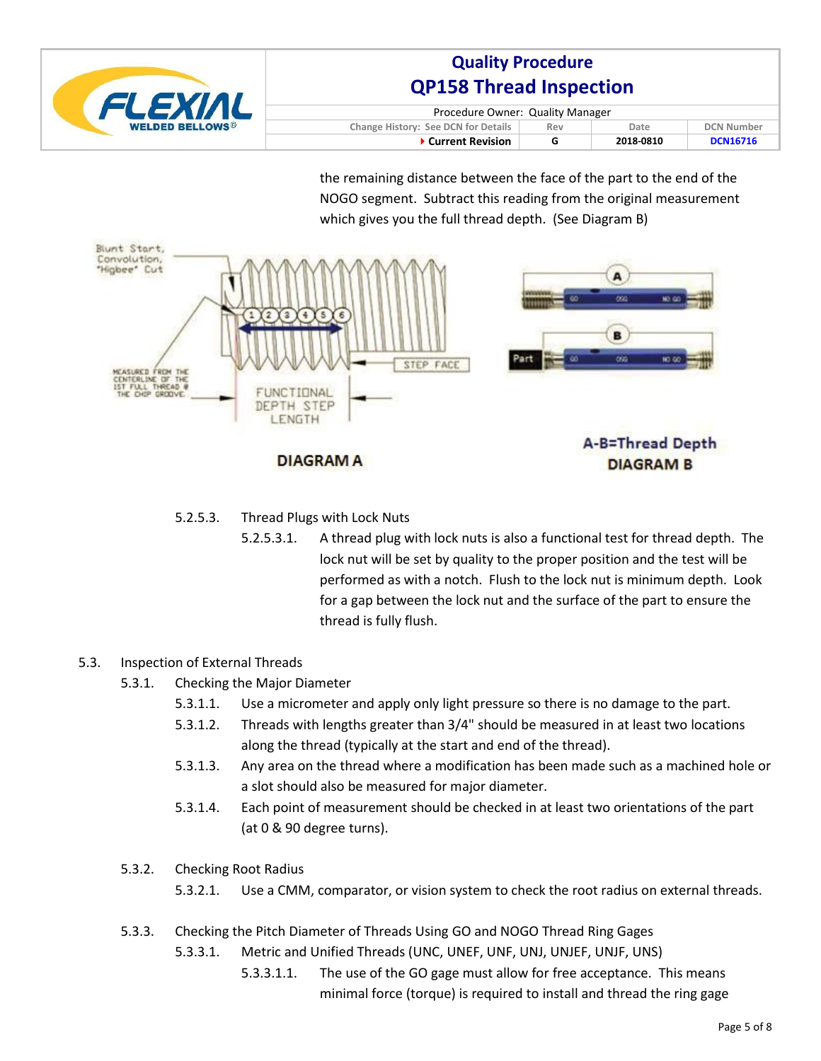the remaining distance between the face of the part to the end of the NOGO segment. Subtract this reading from the original measurement which gives you the full thread depth. (See Diagram B)

DIAGRAM A

A-B=Thread Depth
DIAGRAM B

5.2.5.3. Thread Plugs with Lock Nuts

5.2.5.3.1. A thread plug with lock nuts is also a functional test for thread depth. The lock nut will be set by quality to the proper position and the test will be performed as with a notch. Flush to the lock nut is minimum depth. Look for a gap between the lock nut and the surface of the part to ensure the thread is fully flush.

5.3. Inspection of External Threads

5.3.1. Checking the Major Diameter

5.3.1.1. Use a micrometer and apply only light pressure so there is no damage to the part.

5.3.1.2. Threads with lengths greater than 3/4" should be measured in at least two locations along the thread (typically at the start and end of the thread).

5.3.1.3. Any area on the thread where a modification has been made such as a machined hole or a slot should also be measured for major diameter.

5.3.1.4. Each point of measurement should be checked in at least two orientations of the part (at 0 & 90 degree turns).

5.3.2. Checking Root Radius

5.3.2.1. Use a CMM, comparator, or vision system to check the root radius on external threads.

5.3.3. Checking the Pitch Diameter of Threads Using GO and NOGO Thread Ring Gages

5.3.3.1. Metric and Unified Threads (UNC, UNEF, UNF, UNJ, UNJEF, UNJF, UNS)

5.3.3.1.1. The use of the GO gage must allow for free acceptance. This means minimal force (torque) is required to install and thread the ring gage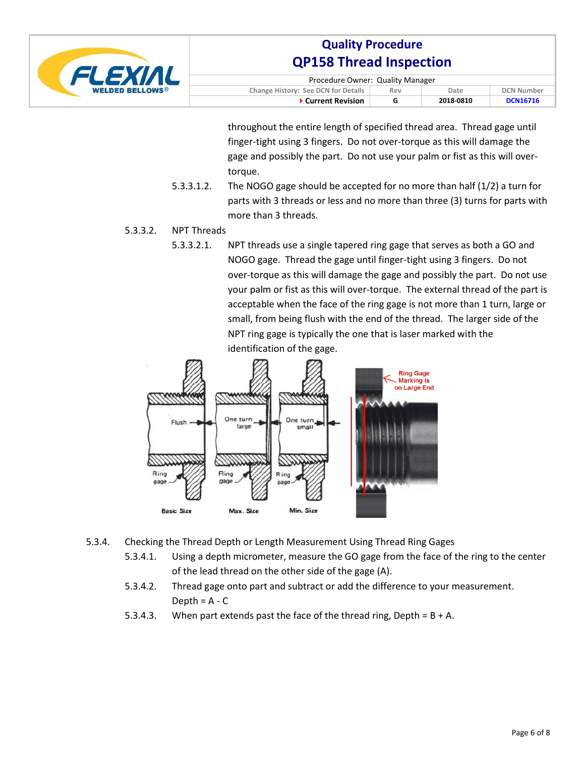throughout the entire length of specified thread area. Thread gage until finger-tight using 3 fingers. Do not over-torque as this will damage the gage and possibly the part. Do not use your palm or fist as this will over-torque.

5.3.3.1.2. The NOGO gage should be accepted for no more than half (1/2) a turn for parts with 3 threads or less and no more than three (3) turns for parts with more than 3 threads.

5.3.3.2. NPT Threads

5.3.3.2.1. NPT threads use a single tapered ring gage that serves as both a GO and NOGO gage. Thread the gage until finger-tight using 3 fingers. Do not over-torque as this will damage the gage and possibly the part. Do not use your palm or fist as this will over-torque. The external thread of the part is acceptable when the face of the ring gage is not more than 1 turn, large or small, from being flush with the end of the thread. The larger side of the NPT ring gage is typically the one that is laser marked with the identification of the gage.

5.3.4. Checking the Thread Depth or Length Measurement Using Thread Ring Gages

5.3.4.1. Using a depth micrometer, measure the GO gage from the face of the ring to the center of the lead thread on the other side of the gage (A).

5.3.4.2. Thread gage onto part and subtract or add the difference to your measurement. Depth = A - C

5.3.4.3. When part extends past the face of the thread ring, Depth = B + A.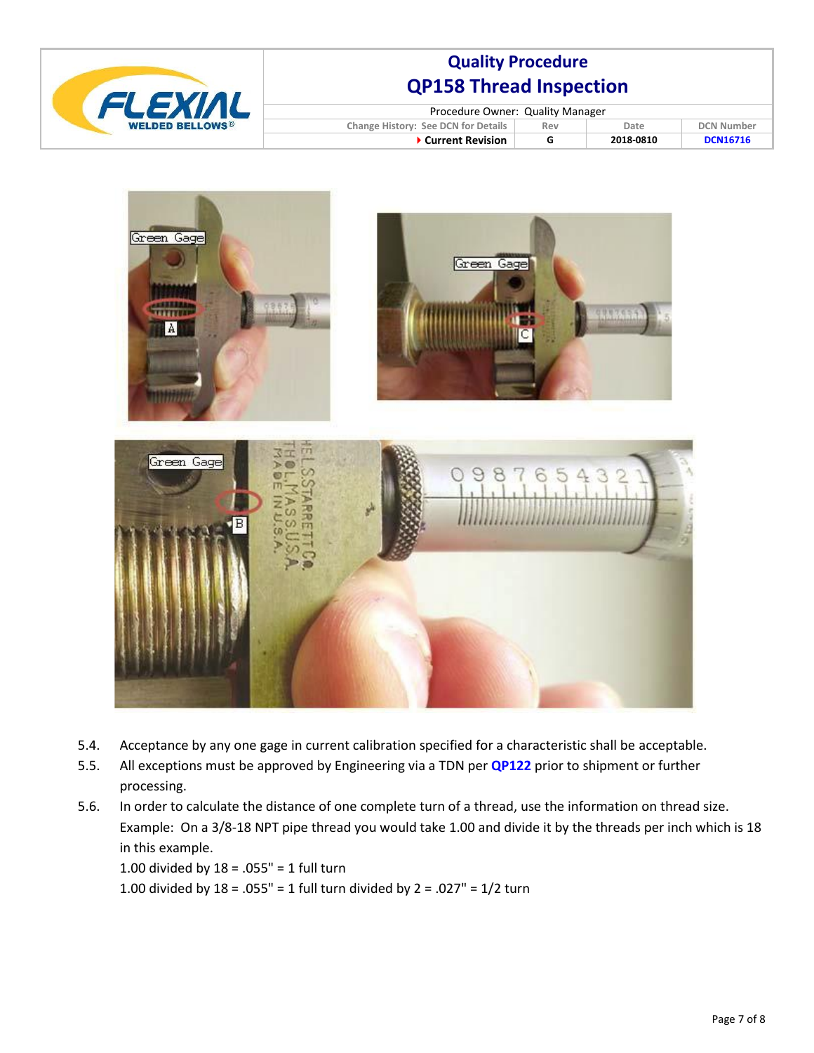5.4. Acceptance by any one gage in current calibration specified for a characteristic shall be acceptable.

5.5. All exceptions must be approved by Engineering via a TDN per **QP122** prior to shipment or further processing.

5.6. In order to calculate the distance of one complete turn of a thread, use the information on thread size. Example: On a 3/8-18 NPT pipe thread you would take 1.00 and divide it by the threads per inch which is 18 in this example.

1.00 divided by 18 = .055" = 1 full turn

1.00 divided by 18 = .055" = 1 full turn divided by 2 = .027" = 1/2 turn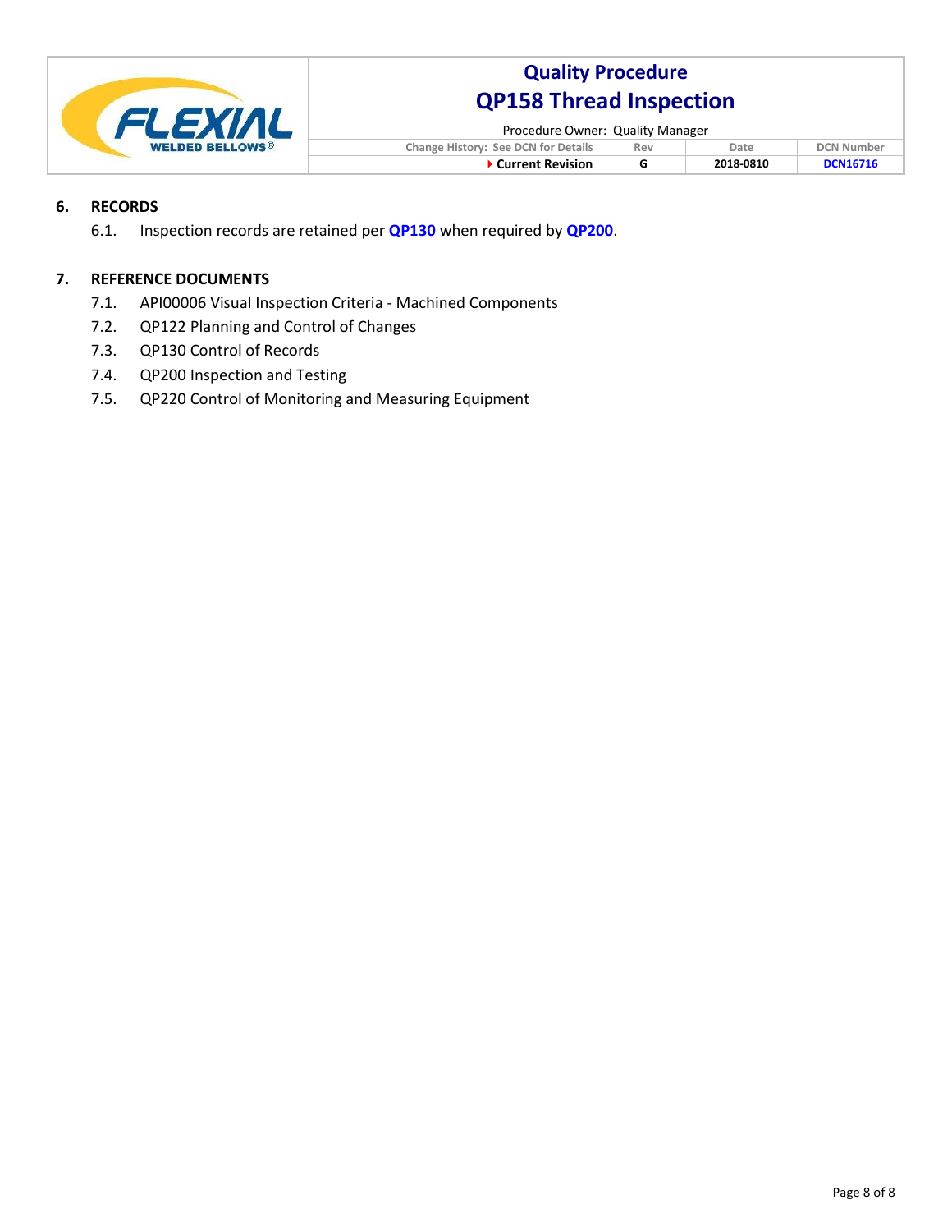## 6. RECORDS

6.1. Inspection records are retained per **QP130** when required by **QP200**.

## 7. REFERENCE DOCUMENTS

7.1. API00006 Visual Inspection Criteria - Machined Components

7.2. QP122 Planning and Control of Changes

7.3. QP130 Control of Records

7.4. QP200 Inspection and Testing

7.5. QP220 Control of Monitoring and Measuring Equipment